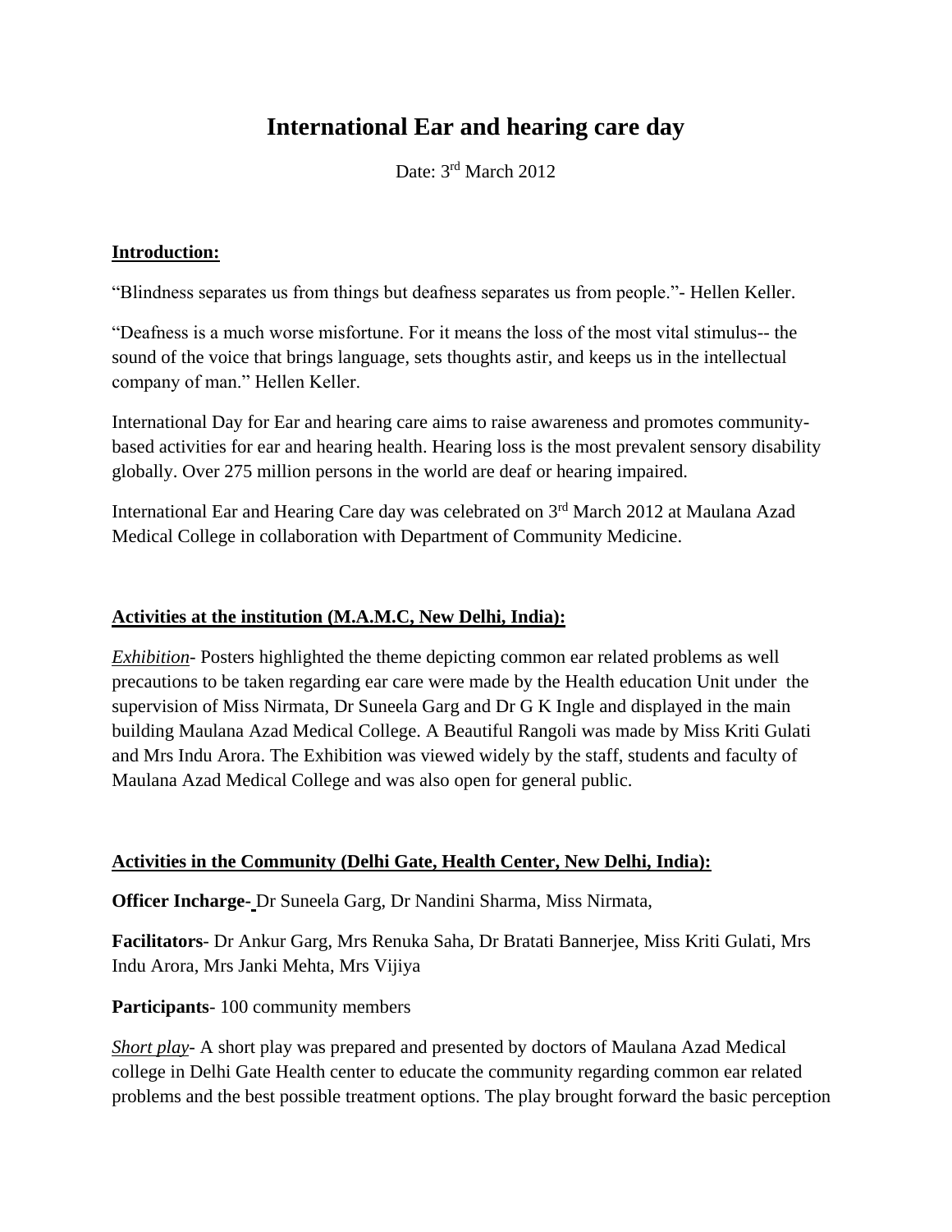# International Ear and hearing care day

Date: 3rd March 2012

**Introduction:**

"Blindness separates us from things but deafness separates us from people."- Hellen Keller.

"Deafness is a much worse misfortune. For it means the loss of the most vital stimulus-- the sound of the voice that brings language, sets thoughts astir, and keeps us in the intellectual company of man." Hellen Keller.

International Day for Ear and hearing care aims to raise awareness and promotes community-based activities for ear and hearing health. Hearing loss is the most prevalent sensory disability globally. Over 275 million persons in the world are deaf or hearing impaired.

International Ear and Hearing Care day was celebrated on 3rd March 2012 at Maulana Azad Medical College in collaboration with Department of Community Medicine.

**Activities at the institution (M.A.M.C, New Delhi, India):**

*Exhibition*- Posters highlighted the theme depicting common ear related problems as well precautions to be taken regarding ear care were made by the Health education Unit under the supervision of Miss Nirmata, Dr Suneela Garg and Dr G K Ingle and displayed in the main building Maulana Azad Medical College. A Beautiful Rangoli was made by Miss Kriti Gulati and Mrs Indu Arora. The Exhibition was viewed widely by the staff, students and faculty of Maulana Azad Medical College and was also open for general public.

**Activities in the Community (Delhi Gate, Health Center, New Delhi, India):**

**Officer Incharge-** Dr Suneela Garg, Dr Nandini Sharma, Miss Nirmata,

**Facilitators**- Dr Ankur Garg, Mrs Renuka Saha, Dr Bratati Bannerjee, Miss Kriti Gulati, Mrs Indu Arora, Mrs Janki Mehta, Mrs Vijiya

**Participants**- 100 community members

*Short play*- A short play was prepared and presented by doctors of Maulana Azad Medical college in Delhi Gate Health center to educate the community regarding common ear related problems and the best possible treatment options. The play brought forward the basic perception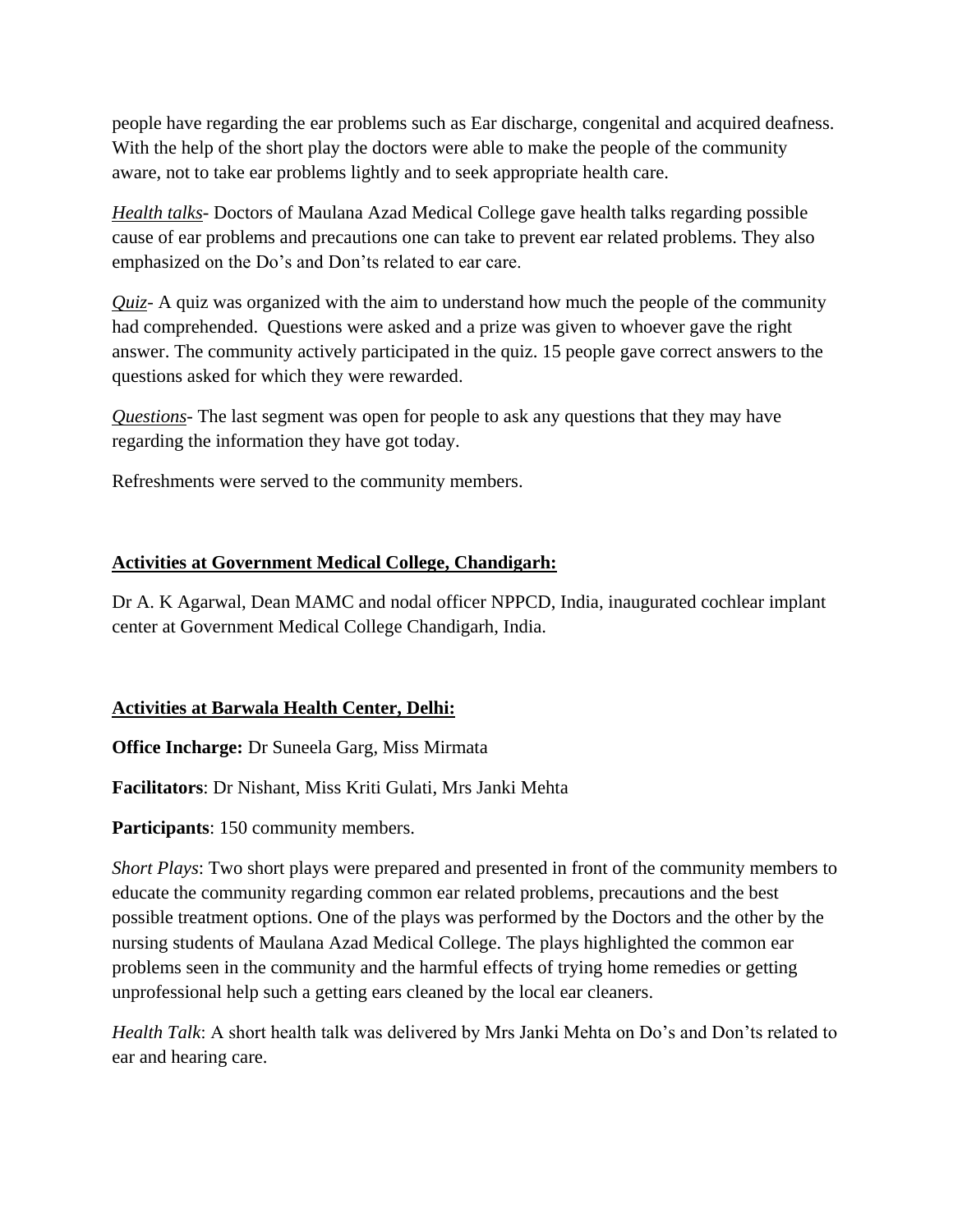people have regarding the ear problems such as Ear discharge, congenital and acquired deafness. With the help of the short play the doctors were able to make the people of the community aware, not to take ear problems lightly and to seek appropriate health care.

*Health talks*- Doctors of Maulana Azad Medical College gave health talks regarding possible cause of ear problems and precautions one can take to prevent ear related problems. They also emphasized on the Do's and Don'ts related to ear care.

*Quiz*- A quiz was organized with the aim to understand how much the people of the community had comprehended. Questions were asked and a prize was given to whoever gave the right answer. The community actively participated in the quiz. 15 people gave correct answers to the questions asked for which they were rewarded.

*Questions*- The last segment was open for people to ask any questions that they may have regarding the information they have got today.

Refreshments were served to the community members.

**Activities at Government Medical College, Chandigarh:**

Dr A. K Agarwal, Dean MAMC and nodal officer NPPCD, India, inaugurated cochlear implant center at Government Medical College Chandigarh, India.

**Activities at Barwala Health Center, Delhi:**

**Office Incharge:** Dr Suneela Garg, Miss Mirmata

**Facilitators**: Dr Nishant, Miss Kriti Gulati, Mrs Janki Mehta

**Participants**: 150 community members.

*Short Plays*: Two short plays were prepared and presented in front of the community members to educate the community regarding common ear related problems, precautions and the best possible treatment options. One of the plays was performed by the Doctors and the other by the nursing students of Maulana Azad Medical College. The plays highlighted the common ear problems seen in the community and the harmful effects of trying home remedies or getting unprofessional help such a getting ears cleaned by the local ear cleaners.

*Health Talk*: A short health talk was delivered by Mrs Janki Mehta on Do's and Don'ts related to ear and hearing care.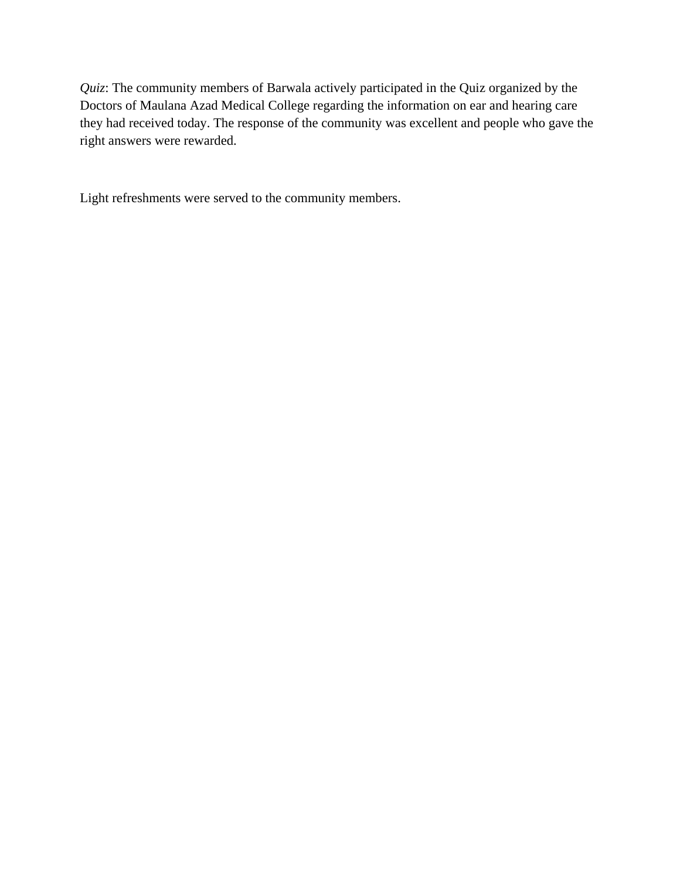*Quiz*: The community members of Barwala actively participated in the Quiz organized by the Doctors of Maulana Azad Medical College regarding the information on ear and hearing care they had received today. The response of the community was excellent and people who gave the right answers were rewarded.

Light refreshments were served to the community members.